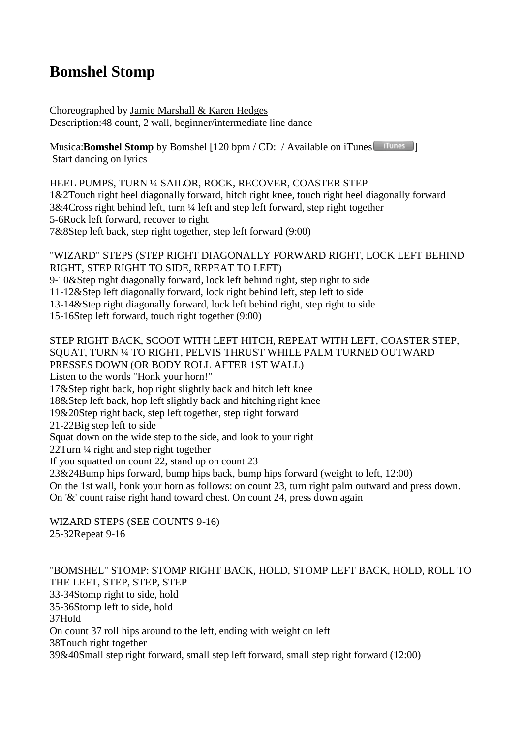# Bomshel Stomp

Choreographed by Jamie Marshall & Karen Hedges
Description:48 count, 2 wall, beginner/intermediate line dance

Musica:**Bomshel Stomp** by Bomshel [120 bpm / CD: / Available on iTunes ]
Start dancing on lyrics

HEEL PUMPS, TURN ¼ SAILOR, ROCK, RECOVER, COASTER STEP
1&2Touch right heel diagonally forward, hitch right knee, touch right heel diagonally forward
3&4Cross right behind left, turn ¼ left and step left forward, step right together
5-6Rock left forward, recover to right
7&8Step left back, step right together, step left forward (9:00)

"WIZARD" STEPS (STEP RIGHT DIAGONALLY FORWARD RIGHT, LOCK LEFT BEHIND RIGHT, STEP RIGHT TO SIDE, REPEAT TO LEFT)
9-10&Step right diagonally forward, lock left behind right, step right to side
11-12&Step left diagonally forward, lock right behind left, step left to side
13-14&Step right diagonally forward, lock left behind right, step right to side
15-16Step left forward, touch right together (9:00)

STEP RIGHT BACK, SCOOT WITH LEFT HITCH, REPEAT WITH LEFT, COASTER STEP, SQUAT, TURN ¼ TO RIGHT, PELVIS THRUST WHILE PALM TURNED OUTWARD PRESSES DOWN (OR BODY ROLL AFTER 1ST WALL)
Listen to the words "Honk your horn!"
17&Step right back, hop right slightly back and hitch left knee
18&Step left back, hop left slightly back and hitching right knee
19&20Step right back, step left together, step right forward
21-22Big step left to side
Squat down on the wide step to the side, and look to your right
22Turn ¼ right and step right together
If you squatted on count 22, stand up on count 23
23&24Bump hips forward, bump hips back, bump hips forward (weight to left, 12:00)
On the 1st wall, honk your horn as follows: on count 23, turn right palm outward and press down. On '&' count raise right hand toward chest. On count 24, press down again

WIZARD STEPS (SEE COUNTS 9-16)
25-32Repeat 9-16

"BOMSHEL" STOMP: STOMP RIGHT BACK, HOLD, STOMP LEFT BACK, HOLD, ROLL TO THE LEFT, STEP, STEP, STEP
33-34Stomp right to side, hold
35-36Stomp left to side, hold
37Hold
On count 37 roll hips around to the left, ending with weight on left
38Touch right together
39&40Small step right forward, small step left forward, small step right forward (12:00)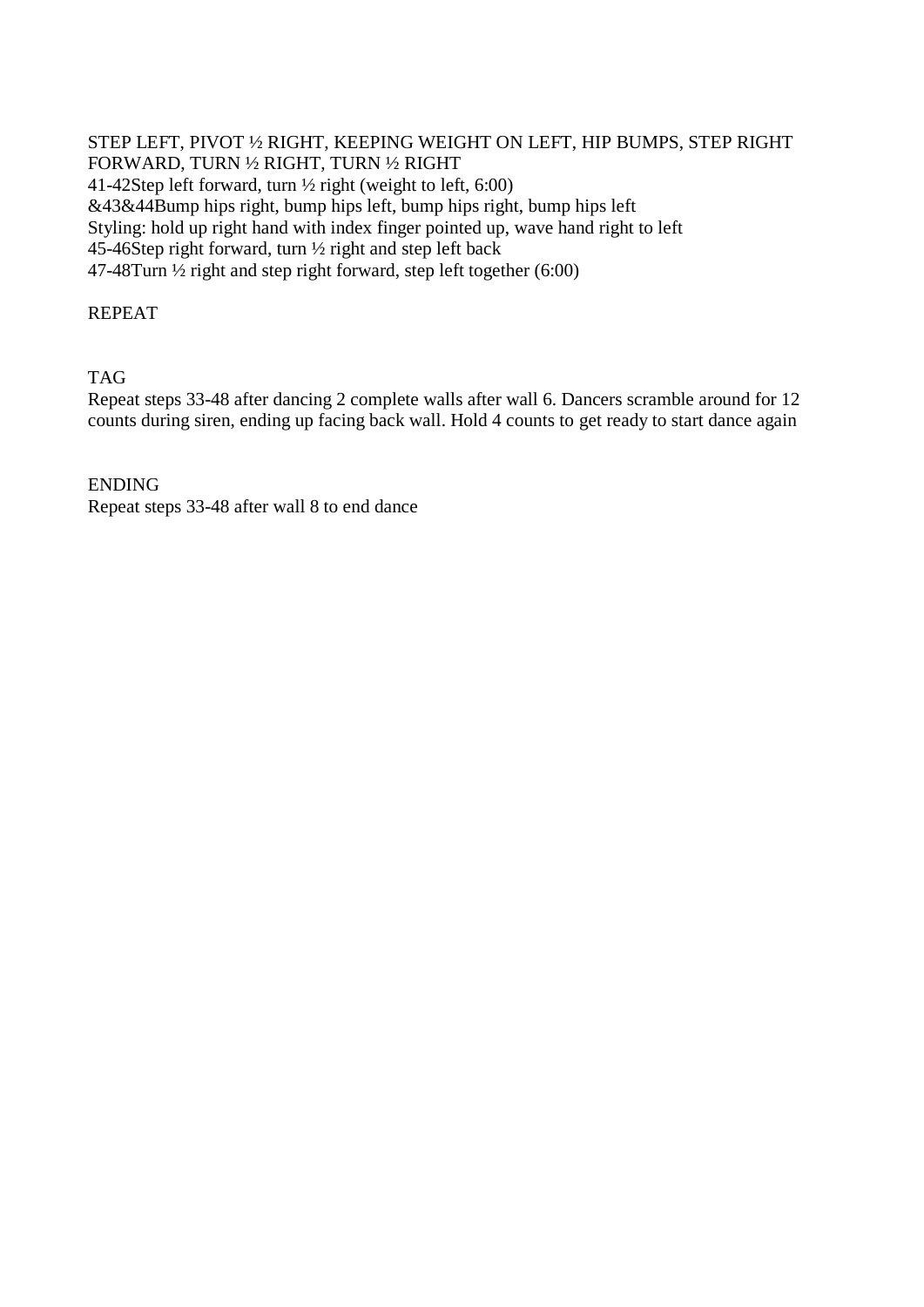STEP LEFT, PIVOT ½ RIGHT, KEEPING WEIGHT ON LEFT, HIP BUMPS, STEP RIGHT FORWARD, TURN ½ RIGHT, TURN ½ RIGHT

41-42Step left forward, turn ½ right (weight to left, 6:00)
&43&44Bump hips right, bump hips left, bump hips right, bump hips left
Styling: hold up right hand with index finger pointed up, wave hand right to left
45-46Step right forward, turn ½ right and step left back
47-48Turn ½ right and step right forward, step left together (6:00)

REPEAT

TAG

Repeat steps 33-48 after dancing 2 complete walls after wall 6. Dancers scramble around for 12 counts during siren, ending up facing back wall. Hold 4 counts to get ready to start dance again

ENDING

Repeat steps 33-48 after wall 8 to end dance